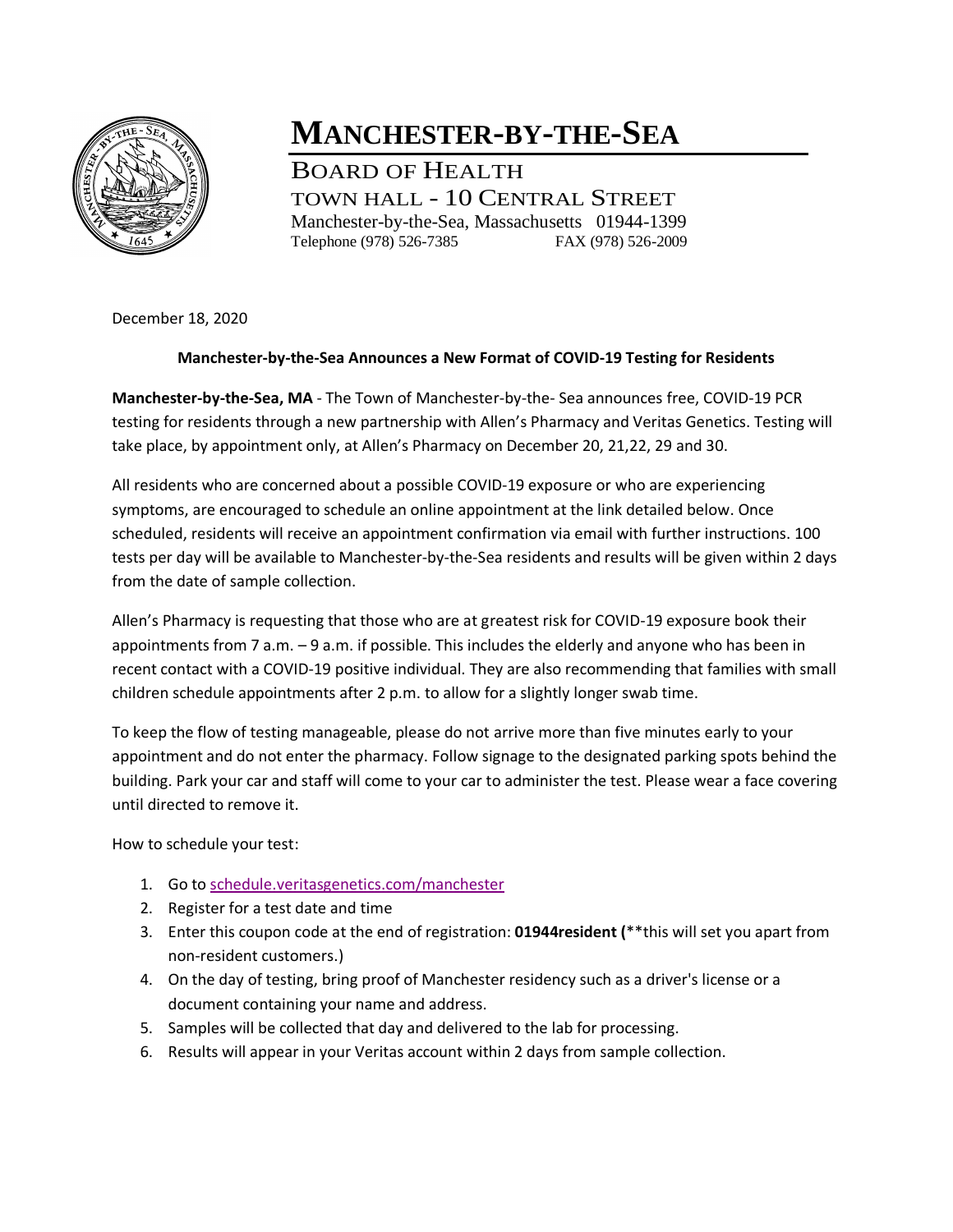# MANCHESTER-BY-THE-SEA

BOARD OF HEALTH

TOWN HALL - 10 CENTRAL STREET

Manchester-by-the-Sea, Massachusetts 01944-1399

Telephone (978) 526-7385 FAX (978) 526-2009

December 18, 2020

**Manchester-by-the-Sea Announces a New Format of COVID-19 Testing for Residents**

**Manchester-by-the-Sea, MA** - The Town of Manchester-by-the- Sea announces free, COVID-19 PCR testing for residents through a new partnership with Allen's Pharmacy and Veritas Genetics. Testing will take place, by appointment only, at Allen's Pharmacy on December 20, 21,22, 29 and 30.

All residents who are concerned about a possible COVID-19 exposure or who are experiencing symptoms, are encouraged to schedule an online appointment at the link detailed below. Once scheduled, residents will receive an appointment confirmation via email with further instructions. 100 tests per day will be available to Manchester-by-the-Sea residents and results will be given within 2 days from the date of sample collection.

Allen's Pharmacy is requesting that those who are at greatest risk for COVID-19 exposure book their appointments from 7 a.m. – 9 a.m. if possible. This includes the elderly and anyone who has been in recent contact with a COVID-19 positive individual. They are also recommending that families with small children schedule appointments after 2 p.m. to allow for a slightly longer swab time.

To keep the flow of testing manageable, please do not arrive more than five minutes early to your appointment and do not enter the pharmacy. Follow signage to the designated parking spots behind the building. Park your car and staff will come to your car to administer the test. Please wear a face covering until directed to remove it.

How to schedule your test:

1. Go to schedule.veritasgenetics.com/manchester
2. Register for a test date and time
3. Enter this coupon code at the end of registration: **01944resident (**\*\*this will set you apart from non-resident customers.)
4. On the day of testing, bring proof of Manchester residency such as a driver's license or a document containing your name and address.
5. Samples will be collected that day and delivered to the lab for processing.
6. Results will appear in your Veritas account within 2 days from sample collection.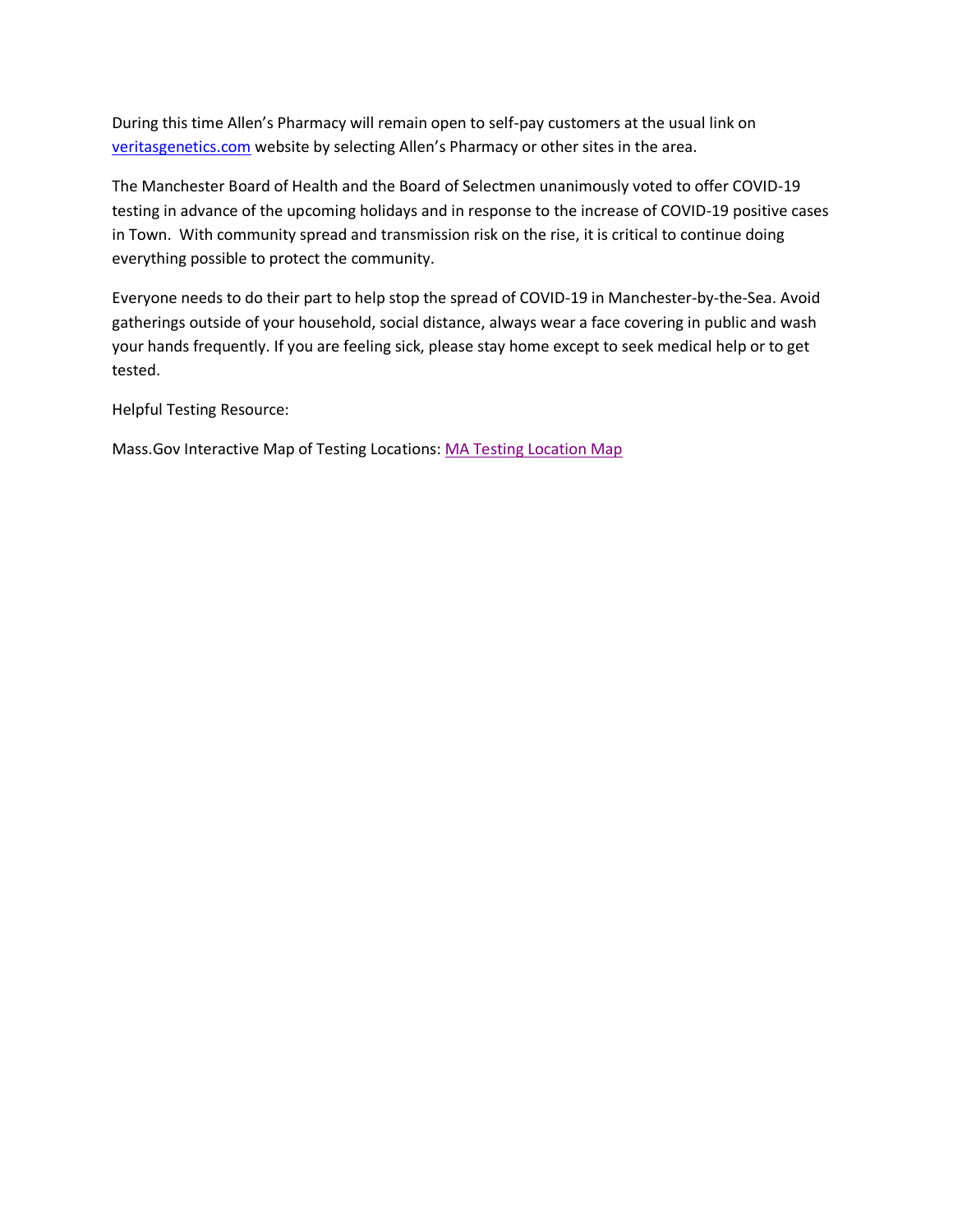During this time Allen's Pharmacy will remain open to self-pay customers at the usual link on [veritasgenetics.com](veritasgenetics.com) website by selecting Allen's Pharmacy or other sites in the area.

The Manchester Board of Health and the Board of Selectmen unanimously voted to offer COVID-19 testing in advance of the upcoming holidays and in response to the increase of COVID-19 positive cases in Town. With community spread and transmission risk on the rise, it is critical to continue doing everything possible to protect the community.

Everyone needs to do their part to help stop the spread of COVID-19 in Manchester-by-the-Sea. Avoid gatherings outside of your household, social distance, always wear a face covering in public and wash your hands frequently. If you are feeling sick, please stay home except to seek medical help or to get tested.

Helpful Testing Resource:

Mass.Gov Interactive Map of Testing Locations: MA Testing Location Map